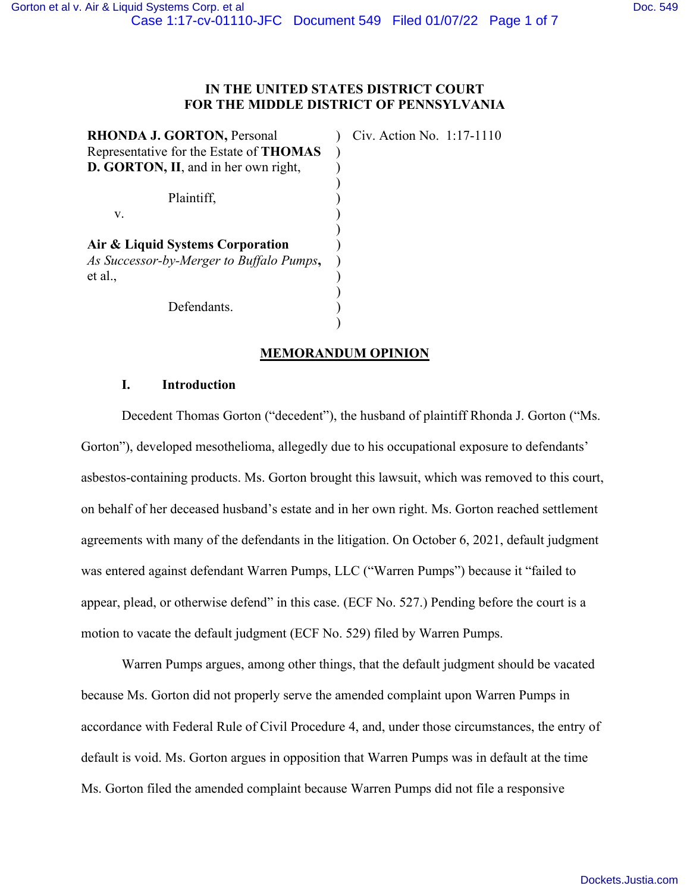**IN THE UNITED STATES DISTRICT COURT**
**FOR THE MIDDLE DISTRICT OF PENNSYLVANIA**

| | | |
|---|---|---|
| **RHONDA J. GORTON,** Personal Representative for the Estate of **THOMAS D. GORTON, II**, and in her own right, | ) | Civ. Action No. 1:17-1110 |
| Plaintiff, | ) | |
| v. | ) | |
| **Air & Liquid Systems Corporation** *As Successor-by-Merger to Buffalo Pumps*, et al., | ) | |
| Defendants. | ) | |

## MEMORANDUM OPINION

### I. Introduction

Decedent Thomas Gorton ("decedent"), the husband of plaintiff Rhonda J. Gorton ("Ms. Gorton"), developed mesothelioma, allegedly due to his occupational exposure to defendants' asbestos-containing products. Ms. Gorton brought this lawsuit, which was removed to this court, on behalf of her deceased husband's estate and in her own right. Ms. Gorton reached settlement agreements with many of the defendants in the litigation. On October 6, 2021, default judgment was entered against defendant Warren Pumps, LLC ("Warren Pumps") because it "failed to appear, plead, or otherwise defend" in this case. (ECF No. 527.) Pending before the court is a motion to vacate the default judgment (ECF No. 529) filed by Warren Pumps.

Warren Pumps argues, among other things, that the default judgment should be vacated because Ms. Gorton did not properly serve the amended complaint upon Warren Pumps in accordance with Federal Rule of Civil Procedure 4, and, under those circumstances, the entry of default is void. Ms. Gorton argues in opposition that Warren Pumps was in default at the time Ms. Gorton filed the amended complaint because Warren Pumps did not file a responsive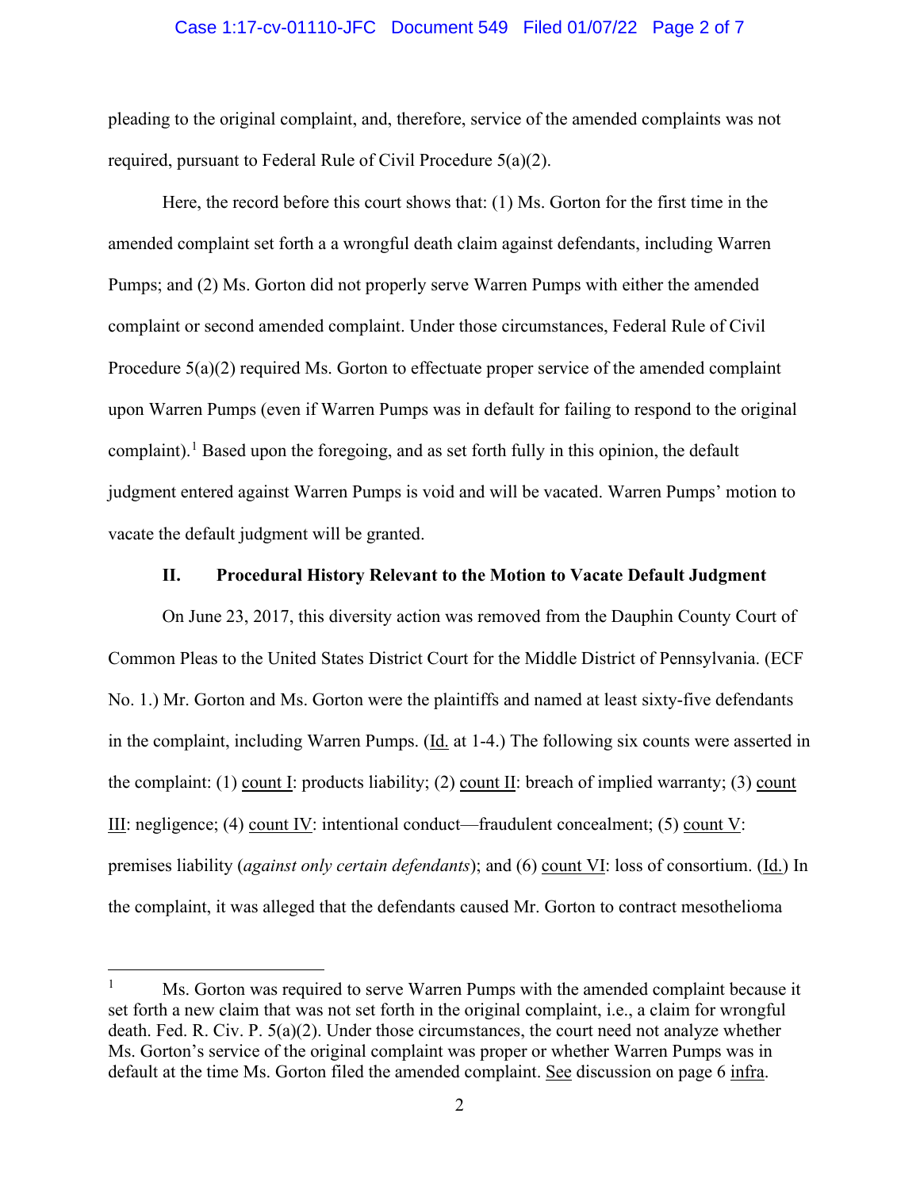pleading to the original complaint, and, therefore, service of the amended complaints was not required, pursuant to Federal Rule of Civil Procedure 5(a)(2).

Here, the record before this court shows that: (1) Ms. Gorton for the first time in the amended complaint set forth a a wrongful death claim against defendants, including Warren Pumps; and (2) Ms. Gorton did not properly serve Warren Pumps with either the amended complaint or second amended complaint. Under those circumstances, Federal Rule of Civil Procedure 5(a)(2) required Ms. Gorton to effectuate proper service of the amended complaint upon Warren Pumps (even if Warren Pumps was in default for failing to respond to the original complaint).[1] Based upon the foregoing, and as set forth fully in this opinion, the default judgment entered against Warren Pumps is void and will be vacated. Warren Pumps' motion to vacate the default judgment will be granted.

## II. Procedural History Relevant to the Motion to Vacate Default Judgment

On June 23, 2017, this diversity action was removed from the Dauphin County Court of Common Pleas to the United States District Court for the Middle District of Pennsylvania. (ECF No. 1.) Mr. Gorton and Ms. Gorton were the plaintiffs and named at least sixty-five defendants in the complaint, including Warren Pumps. (Id. at 1-4.) The following six counts were asserted in the complaint: (1) count I: products liability; (2) count II: breach of implied warranty; (3) count III: negligence; (4) count IV: intentional conduct—fraudulent concealment; (5) count V: premises liability (*against only certain defendants*); and (6) count VI: loss of consortium. (Id.) In the complaint, it was alleged that the defendants caused Mr. Gorton to contract mesothelioma

[1] Ms. Gorton was required to serve Warren Pumps with the amended complaint because it set forth a new claim that was not set forth in the original complaint, i.e., a claim for wrongful death. Fed. R. Civ. P. 5(a)(2). Under those circumstances, the court need not analyze whether Ms. Gorton's service of the original complaint was proper or whether Warren Pumps was in default at the time Ms. Gorton filed the amended complaint. See discussion on page 6 infra.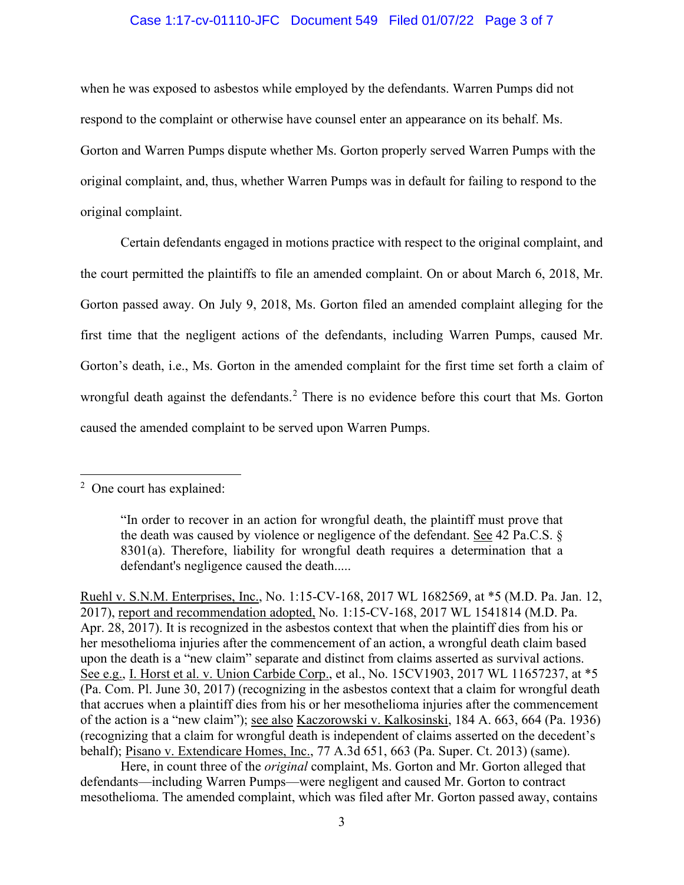when he was exposed to asbestos while employed by the defendants. Warren Pumps did not respond to the complaint or otherwise have counsel enter an appearance on its behalf. Ms. Gorton and Warren Pumps dispute whether Ms. Gorton properly served Warren Pumps with the original complaint, and, thus, whether Warren Pumps was in default for failing to respond to the original complaint.

Certain defendants engaged in motions practice with respect to the original complaint, and the court permitted the plaintiffs to file an amended complaint. On or about March 6, 2018, Mr. Gorton passed away. On July 9, 2018, Ms. Gorton filed an amended complaint alleging for the first time that the negligent actions of the defendants, including Warren Pumps, caused Mr. Gorton's death, i.e., Ms. Gorton in the amended complaint for the first time set forth a claim of wrongful death against the defendants.[2] There is no evidence before this court that Ms. Gorton caused the amended complaint to be served upon Warren Pumps.

---

[2] One court has explained:

> "In order to recover in an action for wrongful death, the plaintiff must prove that the death was caused by violence or negligence of the defendant. See 42 Pa.C.S. § 8301(a). Therefore, liability for wrongful death requires a determination that a defendant's negligence caused the death.....

Ruehl v. S.N.M. Enterprises, Inc., No. 1:15-CV-168, 2017 WL 1682569, at *5 (M.D. Pa. Jan. 12, 2017), report and recommendation adopted, No. 1:15-CV-168, 2017 WL 1541814 (M.D. Pa. Apr. 28, 2017). It is recognized in the asbestos context that when the plaintiff dies from his or her mesothelioma injuries after the commencement of an action, a wrongful death claim based upon the death is a "new claim" separate and distinct from claims asserted as survival actions. See e.g., I. Horst et al. v. Union Carbide Corp., et al., No. 15CV1903, 2017 WL 11657237, at *5 (Pa. Com. Pl. June 30, 2017) (recognizing in the asbestos context that a claim for wrongful death that accrues when a plaintiff dies from his or her mesothelioma injuries after the commencement of the action is a "new claim"); see also Kaczorowski v. Kalkosinski, 184 A. 663, 664 (Pa. 1936) (recognizing that a claim for wrongful death is independent of claims asserted on the decedent's behalf); Pisano v. Extendicare Homes, Inc., 77 A.3d 651, 663 (Pa. Super. Ct. 2013) (same).

Here, in count three of the *original* complaint, Ms. Gorton and Mr. Gorton alleged that defendants—including Warren Pumps—were negligent and caused Mr. Gorton to contract mesothelioma. The amended complaint, which was filed after Mr. Gorton passed away, contains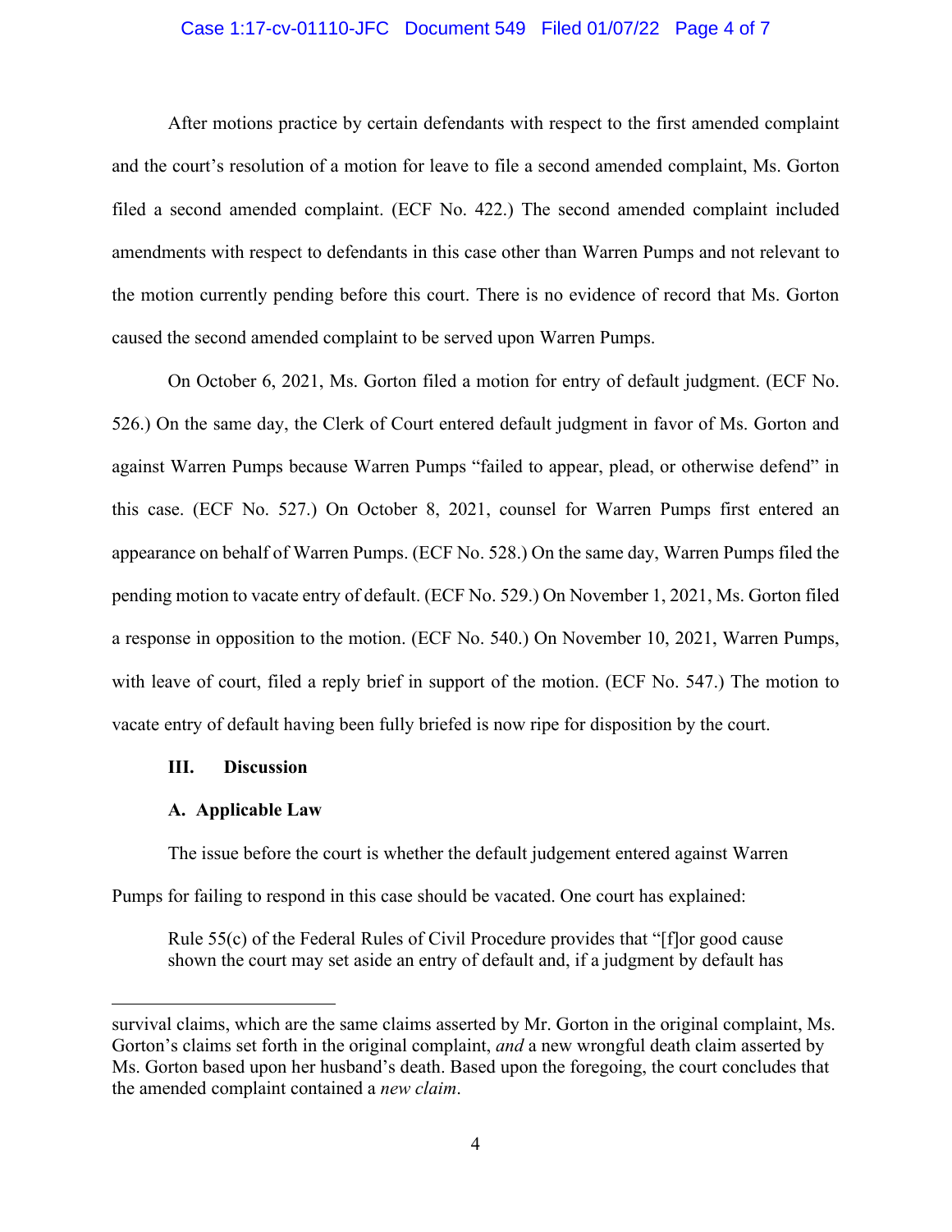After motions practice by certain defendants with respect to the first amended complaint and the court's resolution of a motion for leave to file a second amended complaint, Ms. Gorton filed a second amended complaint. (ECF No. 422.) The second amended complaint included amendments with respect to defendants in this case other than Warren Pumps and not relevant to the motion currently pending before this court. There is no evidence of record that Ms. Gorton caused the second amended complaint to be served upon Warren Pumps.

On October 6, 2021, Ms. Gorton filed a motion for entry of default judgment. (ECF No. 526.) On the same day, the Clerk of Court entered default judgment in favor of Ms. Gorton and against Warren Pumps because Warren Pumps "failed to appear, plead, or otherwise defend" in this case. (ECF No. 527.) On October 8, 2021, counsel for Warren Pumps first entered an appearance on behalf of Warren Pumps. (ECF No. 528.) On the same day, Warren Pumps filed the pending motion to vacate entry of default. (ECF No. 529.) On November 1, 2021, Ms. Gorton filed a response in opposition to the motion. (ECF No. 540.) On November 10, 2021, Warren Pumps, with leave of court, filed a reply brief in support of the motion. (ECF No. 547.) The motion to vacate entry of default having been fully briefed is now ripe for disposition by the court.

### III. Discussion

#### A. Applicable Law

The issue before the court is whether the default judgement entered against Warren Pumps for failing to respond in this case should be vacated. One court has explained:

> Rule 55(c) of the Federal Rules of Civil Procedure provides that "[f]or good cause shown the court may set aside an entry of default and, if a judgment by default has

---

survival claims, which are the same claims asserted by Mr. Gorton in the original complaint, Ms. Gorton's claims set forth in the original complaint, *and* a new wrongful death claim asserted by Ms. Gorton based upon her husband's death. Based upon the foregoing, the court concludes that the amended complaint contained a *new claim*.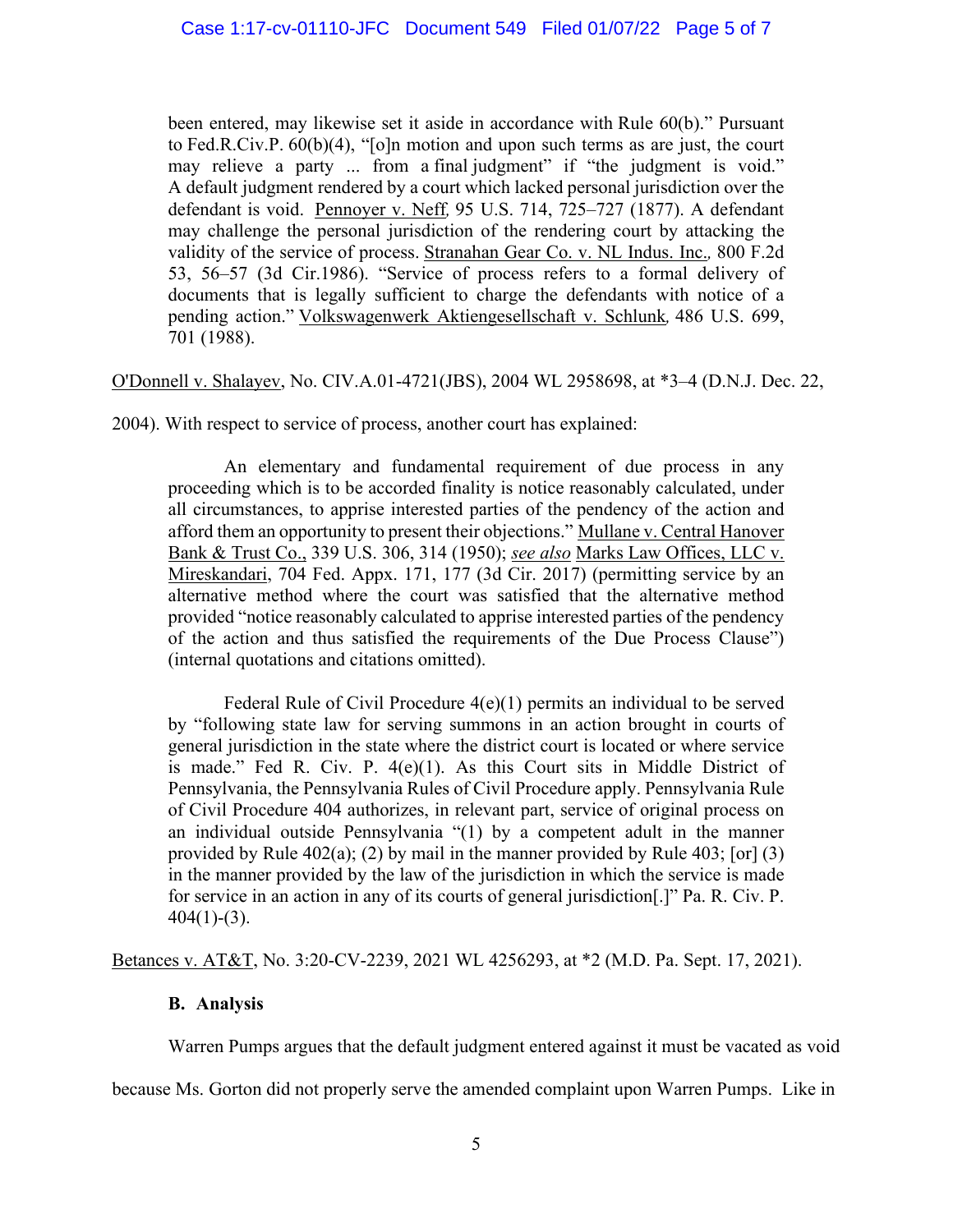> been entered, may likewise set it aside in accordance with Rule 60(b)." Pursuant to Fed.R.Civ.P. 60(b)(4), "[o]n motion and upon such terms as are just, the court may relieve a party ... from a final judgment" if "the judgment is void." A default judgment rendered by a court which lacked personal jurisdiction over the defendant is void. Pennoyer v. Neff, 95 U.S. 714, 725–727 (1877). A defendant may challenge the personal jurisdiction of the rendering court by attacking the validity of the service of process. Stranahan Gear Co. v. NL Indus. Inc., 800 F.2d 53, 56–57 (3d Cir.1986). "Service of process refers to a formal delivery of documents that is legally sufficient to charge the defendants with notice of a pending action." Volkswagenwerk Aktiengesellschaft v. Schlunk, 486 U.S. 699, 701 (1988).

O'Donnell v. Shalayev, No. CIV.A.01-4721(JBS), 2004 WL 2958698, at *3–4 (D.N.J. Dec. 22, 2004). With respect to service of process, another court has explained:

> An elementary and fundamental requirement of due process in any proceeding which is to be accorded finality is notice reasonably calculated, under all circumstances, to apprise interested parties of the pendency of the action and afford them an opportunity to present their objections." Mullane v. Central Hanover Bank & Trust Co., 339 U.S. 306, 314 (1950); *see also* Marks Law Offices, LLC v. Mireskandari, 704 Fed. Appx. 171, 177 (3d Cir. 2017) (permitting service by an alternative method where the court was satisfied that the alternative method provided "notice reasonably calculated to apprise interested parties of the pendency of the action and thus satisfied the requirements of the Due Process Clause") (internal quotations and citations omitted).
>
> Federal Rule of Civil Procedure 4(e)(1) permits an individual to be served by "following state law for serving summons in an action brought in courts of general jurisdiction in the state where the district court is located or where service is made." Fed R. Civ. P. 4(e)(1). As this Court sits in Middle District of Pennsylvania, the Pennsylvania Rules of Civil Procedure apply. Pennsylvania Rule of Civil Procedure 404 authorizes, in relevant part, service of original process on an individual outside Pennsylvania "(1) by a competent adult in the manner provided by Rule 402(a); (2) by mail in the manner provided by Rule 403; [or] (3) in the manner provided by the law of the jurisdiction in which the service is made for service in an action in any of its courts of general jurisdiction[.]" Pa. R. Civ. P. 404(1)-(3).

Betances v. AT&T, No. 3:20-CV-2239, 2021 WL 4256293, at *2 (M.D. Pa. Sept. 17, 2021).

### B. Analysis

Warren Pumps argues that the default judgment entered against it must be vacated as void because Ms. Gorton did not properly serve the amended complaint upon Warren Pumps. Like in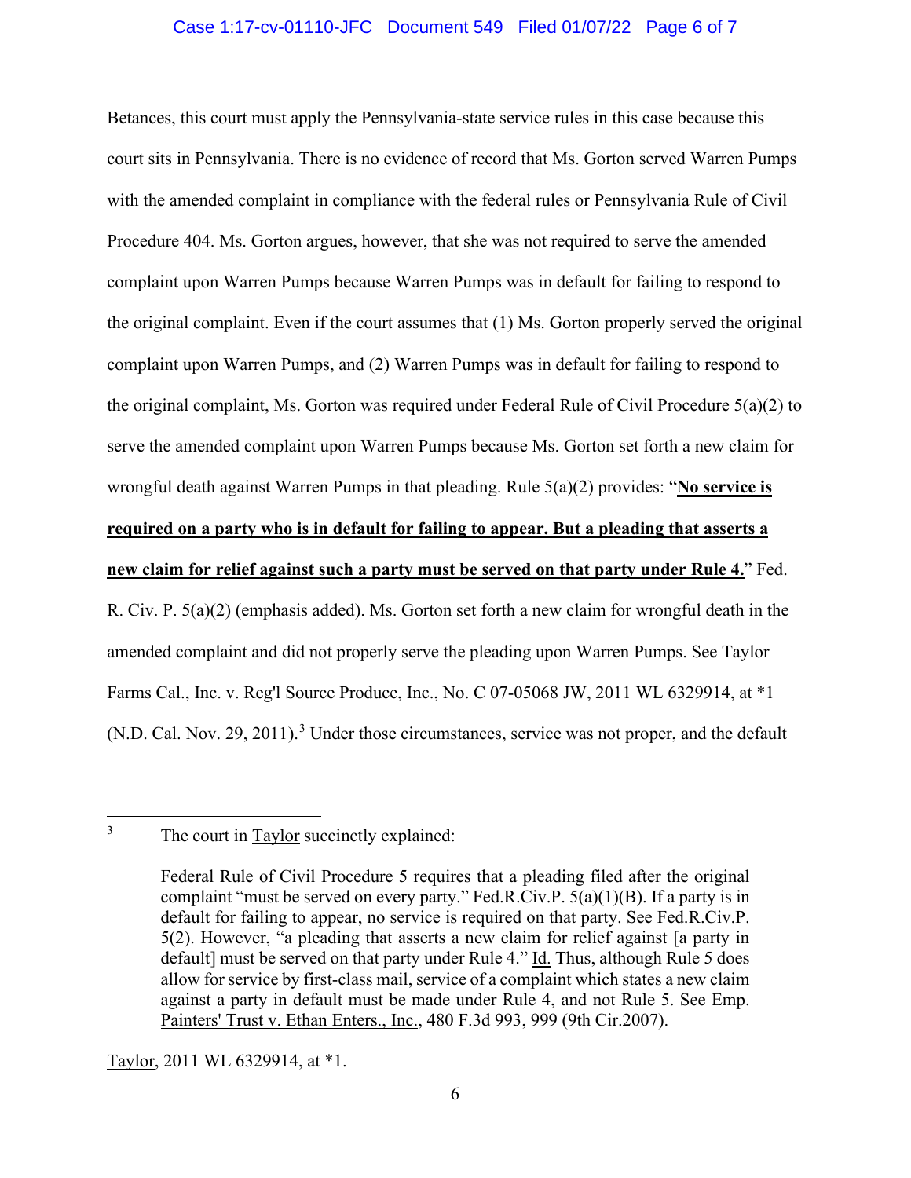Betances, this court must apply the Pennsylvania-state service rules in this case because this court sits in Pennsylvania. There is no evidence of record that Ms. Gorton served Warren Pumps with the amended complaint in compliance with the federal rules or Pennsylvania Rule of Civil Procedure 404. Ms. Gorton argues, however, that she was not required to serve the amended complaint upon Warren Pumps because Warren Pumps was in default for failing to respond to the original complaint. Even if the court assumes that (1) Ms. Gorton properly served the original complaint upon Warren Pumps, and (2) Warren Pumps was in default for failing to respond to the original complaint, Ms. Gorton was required under Federal Rule of Civil Procedure 5(a)(2) to serve the amended complaint upon Warren Pumps because Ms. Gorton set forth a new claim for wrongful death against Warren Pumps in that pleading. Rule 5(a)(2) provides: "**No service is required on a party who is in default for failing to appear. But a pleading that asserts a new claim for relief against such a party must be served on that party under Rule 4.**" Fed. R. Civ. P. 5(a)(2) (emphasis added). Ms. Gorton set forth a new claim for wrongful death in the amended complaint and did not properly serve the pleading upon Warren Pumps. See Taylor Farms Cal., Inc. v. Reg'l Source Produce, Inc., No. C 07-05068 JW, 2011 WL 6329914, at *1 (N.D. Cal. Nov. 29, 2011).[3] Under those circumstances, service was not proper, and the default

---

[3] The court in Taylor succinctly explained:

> Federal Rule of Civil Procedure 5 requires that a pleading filed after the original complaint "must be served on every party." Fed.R.Civ.P. 5(a)(1)(B). If a party is in default for failing to appear, no service is required on that party. See Fed.R.Civ.P. 5(2). However, "a pleading that asserts a new claim for relief against [a party in default] must be served on that party under Rule 4." Id. Thus, although Rule 5 does allow for service by first-class mail, service of a complaint which states a new claim against a party in default must be made under Rule 4, and not Rule 5. See Emp. Painters' Trust v. Ethan Enters., Inc., 480 F.3d 993, 999 (9th Cir.2007).

Taylor, 2011 WL 6329914, at *1.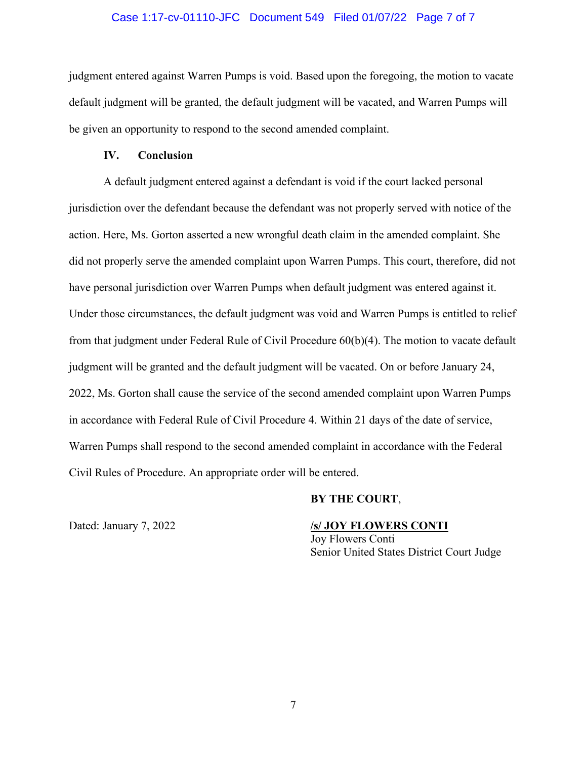judgment entered against Warren Pumps is void. Based upon the foregoing, the motion to vacate default judgment will be granted, the default judgment will be vacated, and Warren Pumps will be given an opportunity to respond to the second amended complaint.

## IV. Conclusion

A default judgment entered against a defendant is void if the court lacked personal jurisdiction over the defendant because the defendant was not properly served with notice of the action. Here, Ms. Gorton asserted a new wrongful death claim in the amended complaint. She did not properly serve the amended complaint upon Warren Pumps. This court, therefore, did not have personal jurisdiction over Warren Pumps when default judgment was entered against it. Under those circumstances, the default judgment was void and Warren Pumps is entitled to relief from that judgment under Federal Rule of Civil Procedure 60(b)(4). The motion to vacate default judgment will be granted and the default judgment will be vacated. On or before January 24, 2022, Ms. Gorton shall cause the service of the second amended complaint upon Warren Pumps in accordance with Federal Rule of Civil Procedure 4. Within 21 days of the date of service, Warren Pumps shall respond to the second amended complaint in accordance with the Federal Civil Rules of Procedure. An appropriate order will be entered.

**BY THE COURT**,

Dated: January 7, 2022

**/s/ JOY FLOWERS CONTI**
Joy Flowers Conti
Senior United States District Court Judge